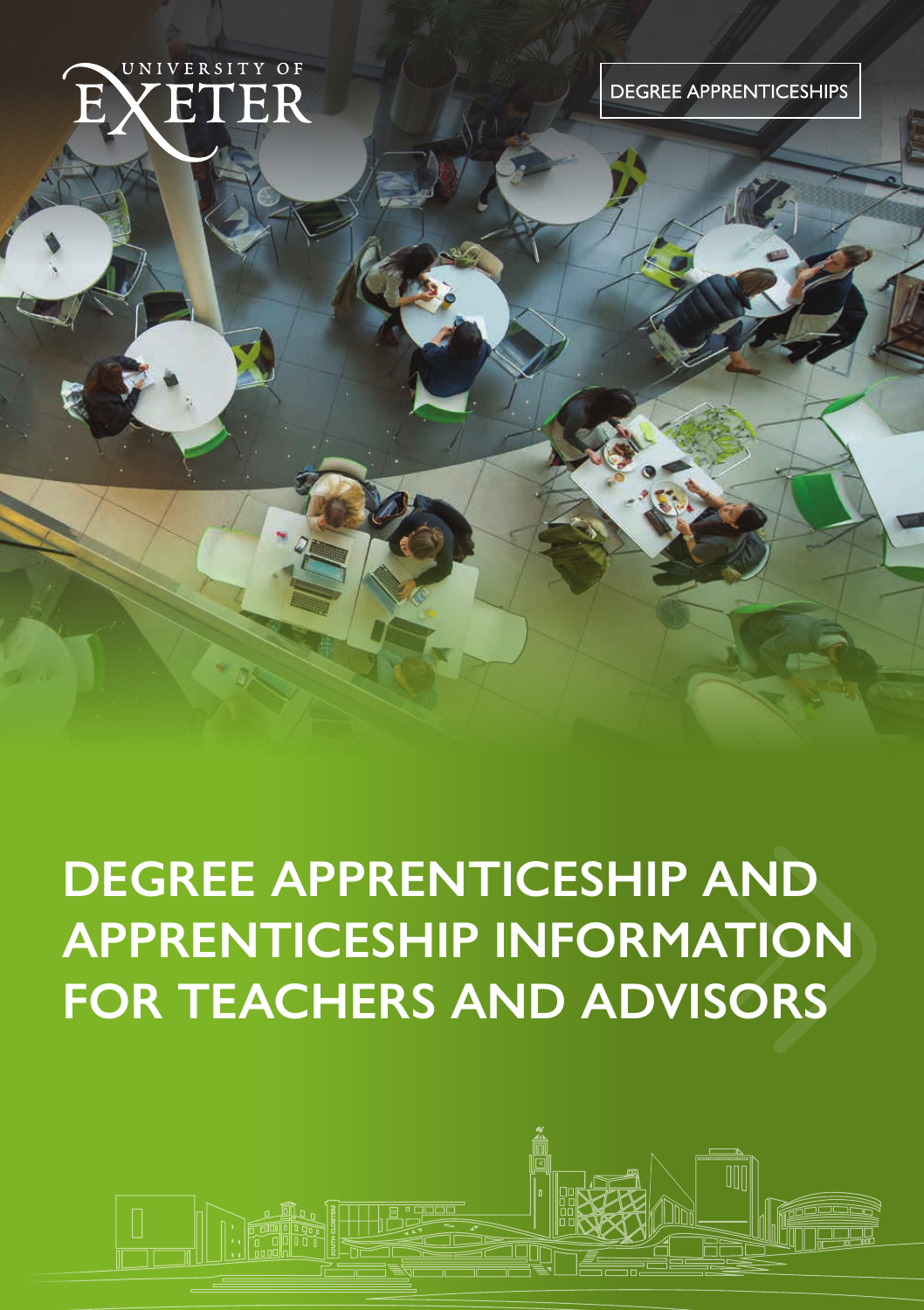UNIVERSITY OF EXETER

DEGREE APPRENTICESHIPS

# DEGREE APPRENTICESHIP AND APPRENTICESHIP INFORMATION FOR TEACHERS AND ADVISORS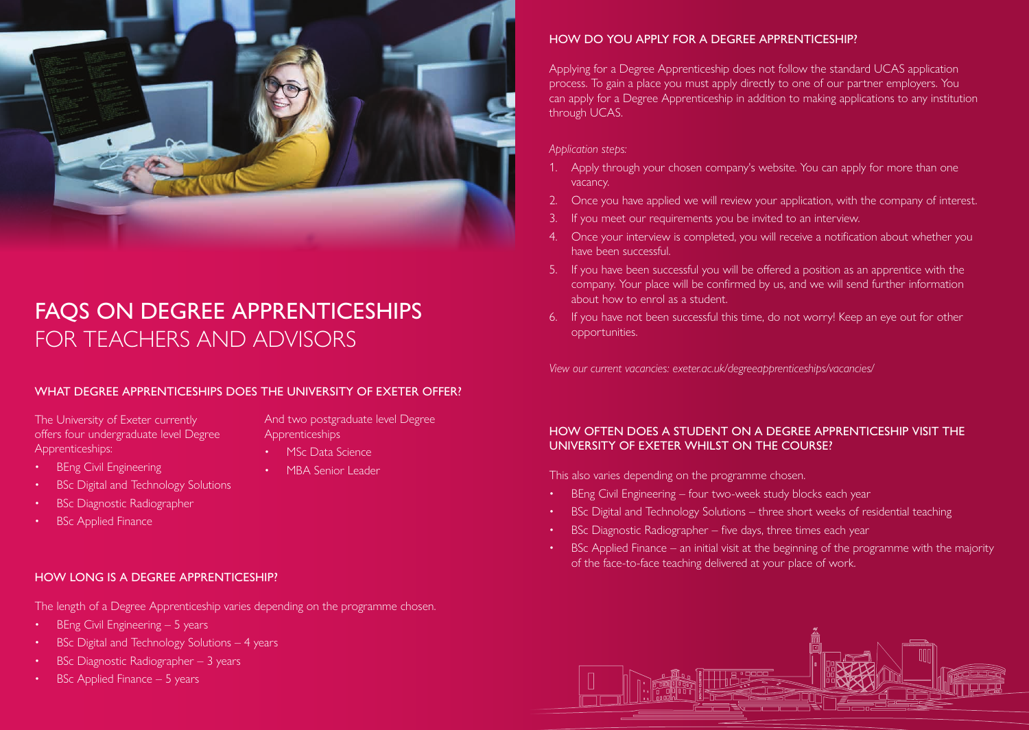# FAQS ON DEGREE APPRENTICESHIPS FOR TEACHERS AND ADVISORS

## WHAT DEGREE APPRENTICESHIPS DOES THE UNIVERSITY OF EXETER OFFER?

The University of Exeter currently offers four undergraduate level Degree Apprenticeships:

- BEng Civil Engineering
- BSc Digital and Technology Solutions
- BSc Diagnostic Radiographer
- BSc Applied Finance

And two postgraduate level Degree Apprenticeships

- MSc Data Science
- MBA Senior Leader

## HOW LONG IS A DEGREE APPRENTICESHIP?

The length of a Degree Apprenticeship varies depending on the programme chosen.

- BEng Civil Engineering – 5 years
- BSc Digital and Technology Solutions – 4 years
- BSc Diagnostic Radiographer – 3 years
- BSc Applied Finance – 5 years

## HOW DO YOU APPLY FOR A DEGREE APPRENTICESHIP?

Applying for a Degree Apprenticeship does not follow the standard UCAS application process. To gain a place you must apply directly to one of our partner employers. You can apply for a Degree Apprenticeship in addition to making applications to any institution through UCAS.

*Application steps:*

1. Apply through your chosen company's website. You can apply for more than one vacancy.
2. Once you have applied we will review your application, with the company of interest.
3. If you meet our requirements you be invited to an interview.
4. Once your interview is completed, you will receive a notification about whether you have been successful.
5. If you have been successful you will be offered a position as an apprentice with the company. Your place will be confirmed by us, and we will send further information about how to enrol as a student.
6. If you have not been successful this time, do not worry! Keep an eye out for other opportunities.

*View our current vacancies: exeter.ac.uk/degreeapprenticeships/vacancies/*

## HOW OFTEN DOES A STUDENT ON A DEGREE APPRENTICESHIP VISIT THE UNIVERSITY OF EXETER WHILST ON THE COURSE?

This also varies depending on the programme chosen.

- BEng Civil Engineering – four two-week study blocks each year
- BSc Digital and Technology Solutions – three short weeks of residential teaching
- BSc Diagnostic Radiographer – five days, three times each year
- BSc Applied Finance – an initial visit at the beginning of the programme with the majority of the face-to-face teaching delivered at your place of work.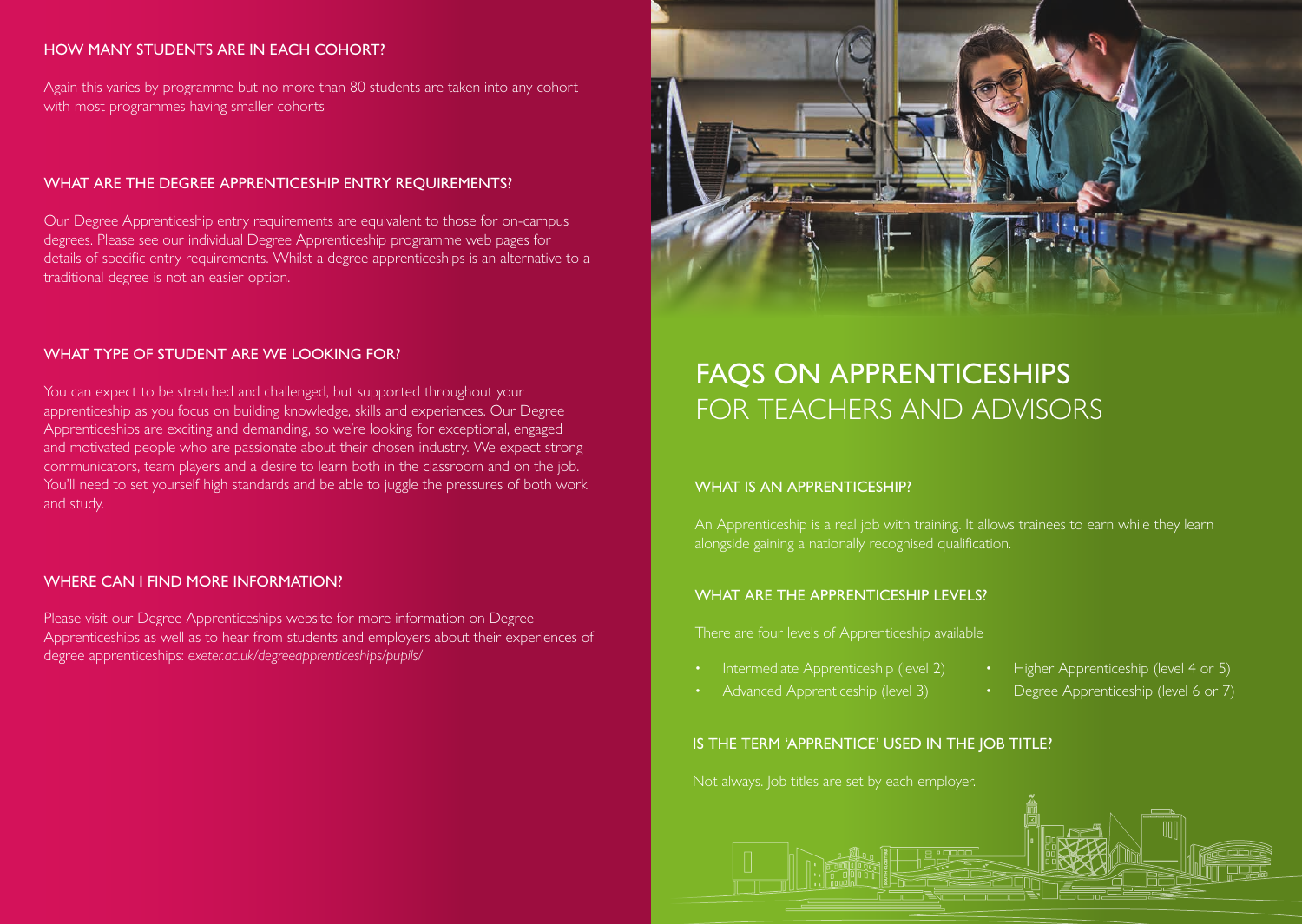### HOW MANY STUDENTS ARE IN EACH COHORT?

Again this varies by programme but no more than 80 students are taken into any cohort with most programmes having smaller cohorts

### WHAT ARE THE DEGREE APPRENTICESHIP ENTRY REQUIREMENTS?

Our Degree Apprenticeship entry requirements are equivalent to those for on-campus degrees. Please see our individual Degree Apprenticeship programme web pages for details of specific entry requirements. Whilst a degree apprenticeships is an alternative to a traditional degree is not an easier option.

### WHAT TYPE OF STUDENT ARE WE LOOKING FOR?

You can expect to be stretched and challenged, but supported throughout your apprenticeship as you focus on building knowledge, skills and experiences. Our Degree Apprenticeships are exciting and demanding, so we're looking for exceptional, engaged and motivated people who are passionate about their chosen industry. We expect strong communicators, team players and a desire to learn both in the classroom and on the job. You'll need to set yourself high standards and be able to juggle the pressures of both work and study.

### WHERE CAN I FIND MORE INFORMATION?

Please visit our Degree Apprenticeships website for more information on Degree Apprenticeships as well as to hear from students and employers about their experiences of degree apprenticeships: *exeter.ac.uk/degreeapprenticeships/pupils/*

# FAQS ON APPRENTICESHIPS FOR TEACHERS AND ADVISORS

### WHAT IS AN APPRENTICESHIP?

An Apprenticeship is a real job with training. It allows trainees to earn while they learn alongside gaining a nationally recognised qualification.

### WHAT ARE THE APPRENTICESHIP LEVELS?

There are four levels of Apprenticeship available

- Intermediate Apprenticeship (level 2)
- Advanced Apprenticeship (level 3)
- Higher Apprenticeship (level 4 or 5)
- Degree Apprenticeship (level 6 or 7)

### IS THE TERM 'APPRENTICE' USED IN THE JOB TITLE?

Not always. Job titles are set by each employer.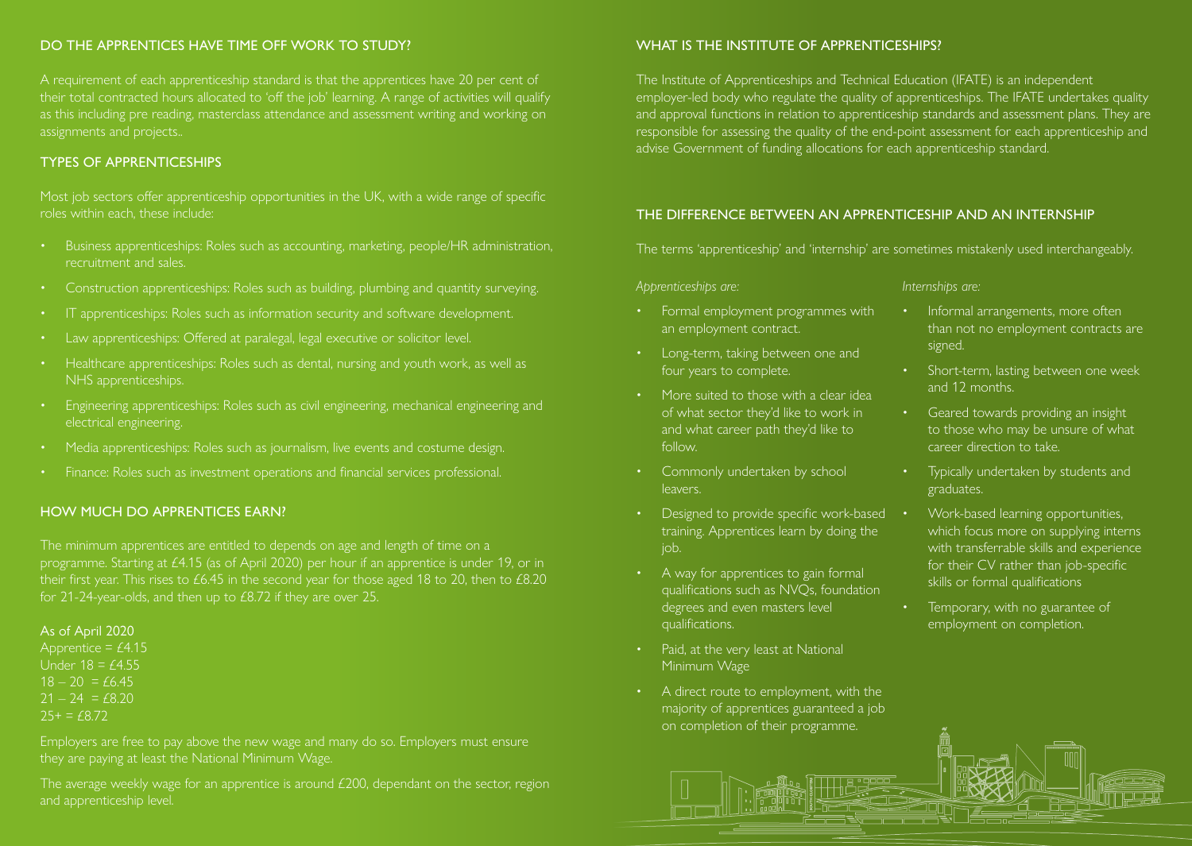## DO THE APPRENTICES HAVE TIME OFF WORK TO STUDY?

A requirement of each apprenticeship standard is that the apprentices have 20 per cent of their total contracted hours allocated to 'off the job' learning. A range of activities will qualify as this including pre reading, masterclass attendance and assessment writing and working on assignments and projects..

## TYPES OF APPRENTICESHIPS

Most job sectors offer apprenticeship opportunities in the UK, with a wide range of specific roles within each, these include:

- Business apprenticeships: Roles such as accounting, marketing, people/HR administration, recruitment and sales.
- Construction apprenticeships: Roles such as building, plumbing and quantity surveying.
- IT apprenticeships: Roles such as information security and software development.
- Law apprenticeships: Offered at paralegal, legal executive or solicitor level.
- Healthcare apprenticeships: Roles such as dental, nursing and youth work, as well as NHS apprenticeships.
- Engineering apprenticeships: Roles such as civil engineering, mechanical engineering and electrical engineering.
- Media apprenticeships: Roles such as journalism, live events and costume design.
- Finance: Roles such as investment operations and financial services professional.

## HOW MUCH DO APPRENTICES EARN?

The minimum apprentices are entitled to depends on age and length of time on a programme. Starting at £4.15 (as of April 2020) per hour if an apprentice is under 19, or in their first year. This rises to £6.45 in the second year for those aged 18 to 20, then to £8.20 for 21-24-year-olds, and then up to £8.72 if they are over 25.

As of April 2020
Apprentice = £4.15
Under 18 = £4.55
18 – 20 = £6.45
21 – 24 = £8.20
25+ = £8.72

Employers are free to pay above the new wage and many do so. Employers must ensure they are paying at least the National Minimum Wage.

The average weekly wage for an apprentice is around £200, dependant on the sector, region and apprenticeship level.

## WHAT IS THE INSTITUTE OF APPRENTICESHIPS?

The Institute of Apprenticeships and Technical Education (IFATE) is an independent employer-led body who regulate the quality of apprenticeships. The IFATE undertakes quality and approval functions in relation to apprenticeship standards and assessment plans. They are responsible for assessing the quality of the end-point assessment for each apprenticeship and advise Government of funding allocations for each apprenticeship standard.

## THE DIFFERENCE BETWEEN AN APPRENTICESHIP AND AN INTERNSHIP

The terms 'apprenticeship' and 'internship' are sometimes mistakenly used interchangeably.

*Apprenticeships are:*

- Formal employment programmes with an employment contract.
- Long-term, taking between one and four years to complete.
- More suited to those with a clear idea of what sector they'd like to work in and what career path they'd like to follow.
- Commonly undertaken by school leavers.
- Designed to provide specific work-based training. Apprentices learn by doing the job.
- A way for apprentices to gain formal qualifications such as NVQs, foundation degrees and even masters level qualifications.
- Paid, at the very least at National Minimum Wage
- A direct route to employment, with the majority of apprentices guaranteed a job on completion of their programme.

*Internships are:*

- Informal arrangements, more often than not no employment contracts are signed.
- Short-term, lasting between one week and 12 months.
- Geared towards providing an insight to those who may be unsure of what career direction to take.
- Typically undertaken by students and graduates.
- Work-based learning opportunities, which focus more on supplying interns with transferrable skills and experience for their CV rather than job-specific skills or formal qualifications
- Temporary, with no guarantee of employment on completion.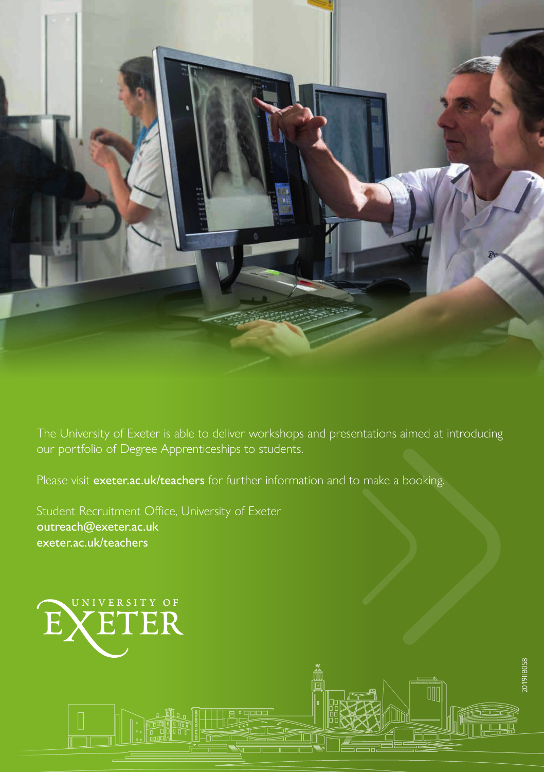The University of Exeter is able to deliver workshops and presentations aimed at introducing our portfolio of Degree Apprenticeships to students.

Please visit **exeter.ac.uk/teachers** for further information and to make a booking.

Student Recruitment Office, University of Exeter
outreach@exeter.ac.uk
exeter.ac.uk/teachers

UNIVERSITY OF EXETER

2019IIB058